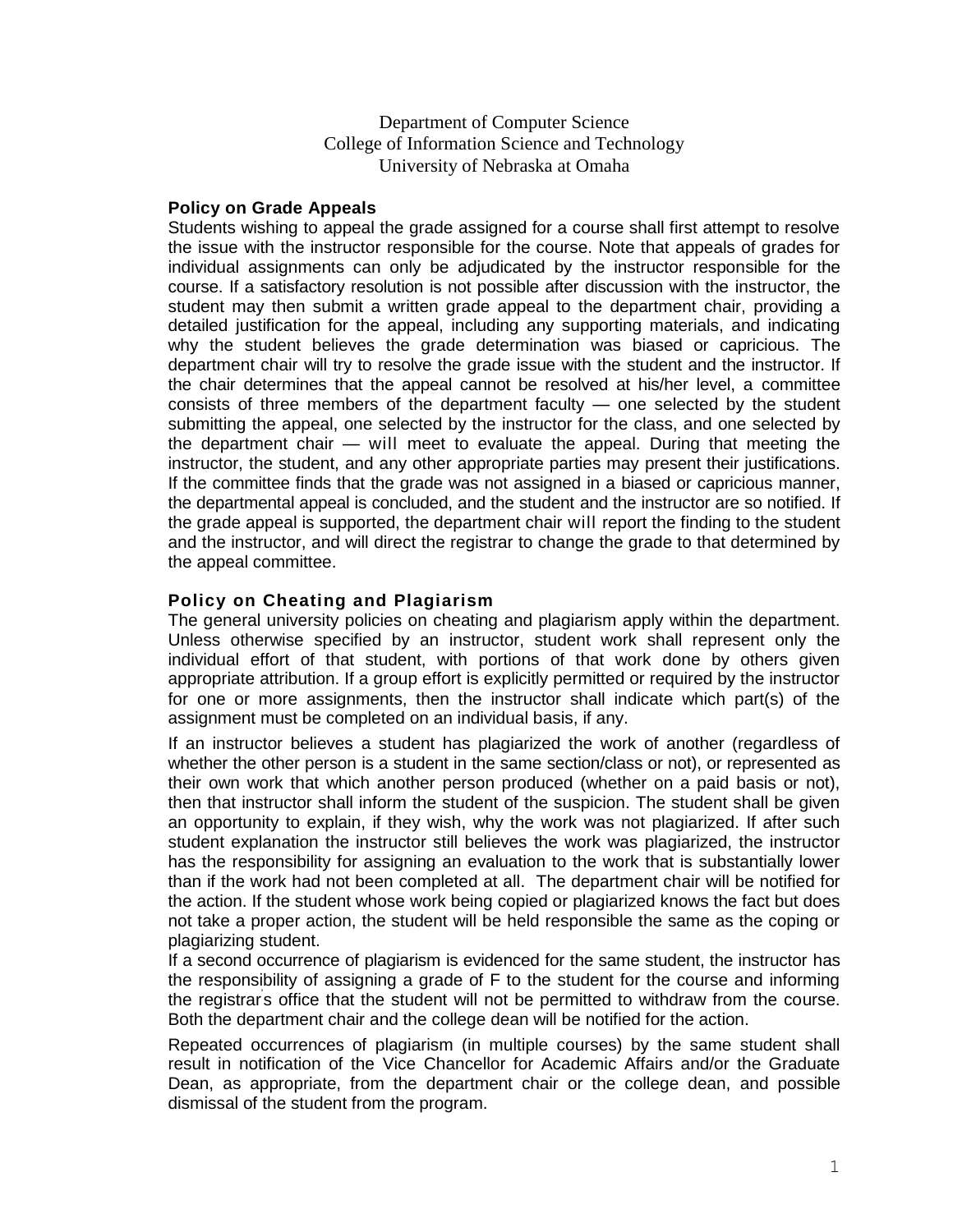Department of Computer Science
College of Information Science and Technology
University of Nebraska at Omaha

## Policy on Grade Appeals

Students wishing to appeal the grade assigned for a course shall first attempt to resolve the issue with the instructor responsible for the course. Note that appeals of grades for individual assignments can only be adjudicated by the instructor responsible for the course. If a satisfactory resolution is not possible after discussion with the instructor, the student may then submit a written grade appeal to the department chair, providing a detailed justification for the appeal, including any supporting materials, and indicating why the student believes the grade determination was biased or capricious. The department chair will try to resolve the grade issue with the student and the instructor. If the chair determines that the appeal cannot be resolved at his/her level, a committee consists of three members of the department faculty — one selected by the student submitting the appeal, one selected by the instructor for the class, and one selected by the department chair — will meet to evaluate the appeal. During that meeting the instructor, the student, and any other appropriate parties may present their justifications. If the committee finds that the grade was not assigned in a biased or capricious manner, the departmental appeal is concluded, and the student and the instructor are so notified. If the grade appeal is supported, the department chair will report the finding to the student and the instructor, and will direct the registrar to change the grade to that determined by the appeal committee.

## Policy on Cheating and Plagiarism

The general university policies on cheating and plagiarism apply within the department. Unless otherwise specified by an instructor, student work shall represent only the individual effort of that student, with portions of that work done by others given appropriate attribution. If a group effort is explicitly permitted or required by the instructor for one or more assignments, then the instructor shall indicate which part(s) of the assignment must be completed on an individual basis, if any.

If an instructor believes a student has plagiarized the work of another (regardless of whether the other person is a student in the same section/class or not), or represented as their own work that which another person produced (whether on a paid basis or not), then that instructor shall inform the student of the suspicion. The student shall be given an opportunity to explain, if they wish, why the work was not plagiarized. If after such student explanation the instructor still believes the work was plagiarized, the instructor has the responsibility for assigning an evaluation to the work that is substantially lower than if the work had not been completed at all. The department chair will be notified for the action. If the student whose work being copied or plagiarized knows the fact but does not take a proper action, the student will be held responsible the same as the coping or plagiarizing student.

If a second occurrence of plagiarism is evidenced for the same student, the instructor has the responsibility of assigning a grade of F to the student for the course and informing the registrar's office that the student will not be permitted to withdraw from the course. Both the department chair and the college dean will be notified for the action.

Repeated occurrences of plagiarism (in multiple courses) by the same student shall result in notification of the Vice Chancellor for Academic Affairs and/or the Graduate Dean, as appropriate, from the department chair or the college dean, and possible dismissal of the student from the program.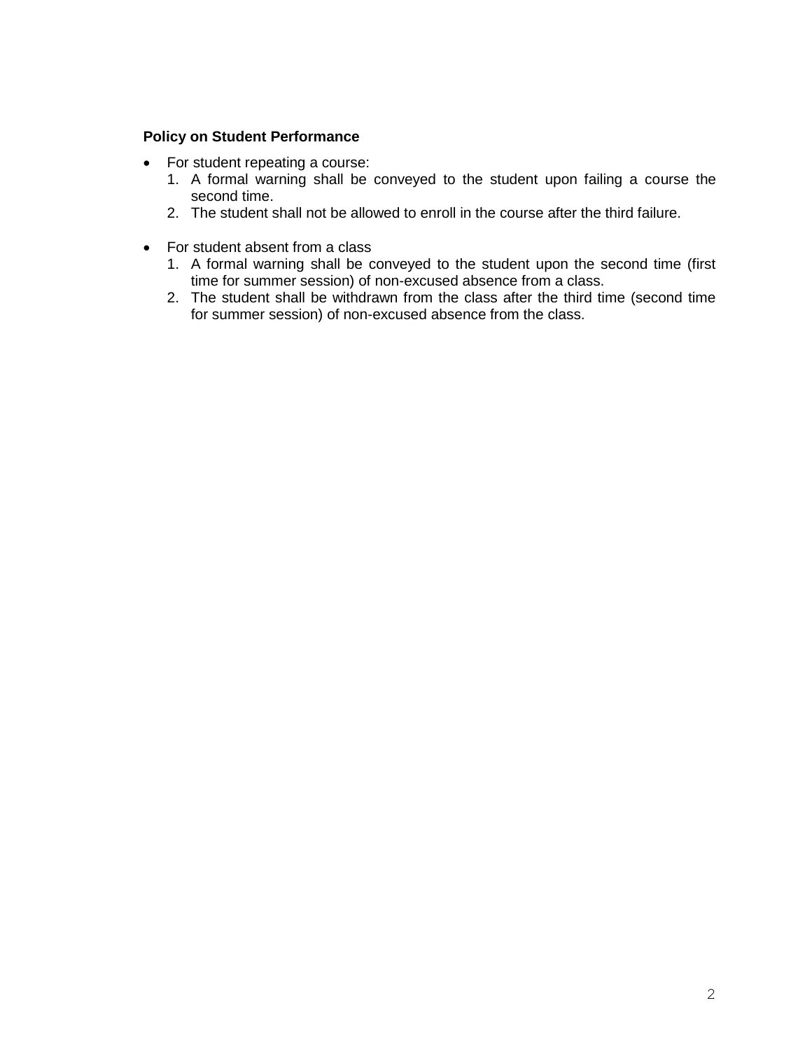**Policy on Student Performance**

- For student repeating a course:
  1. A formal warning shall be conveyed to the student upon failing a course the second time.
  2. The student shall not be allowed to enroll in the course after the third failure.

- For student absent from a class
  1. A formal warning shall be conveyed to the student upon the second time (first time for summer session) of non-excused absence from a class.
  2. The student shall be withdrawn from the class after the third time (second time for summer session) of non-excused absence from the class.